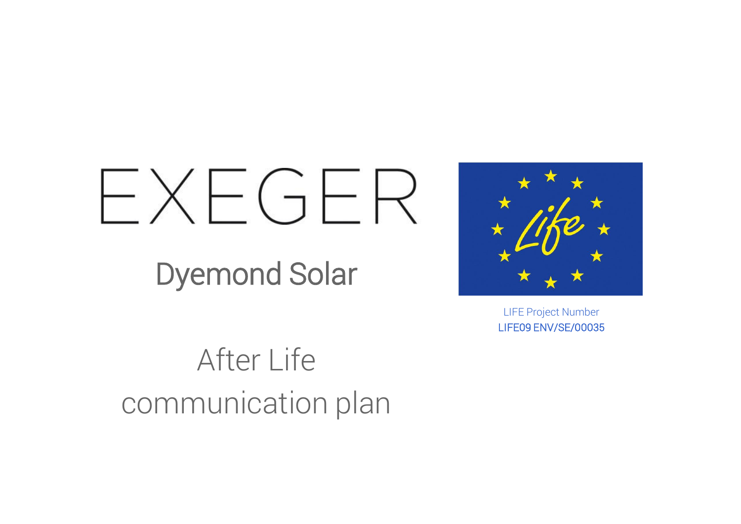EXEGER

Dyemond Solar

LIFE Project Number
LIFE09 ENV/SE/00035

# After Life communication plan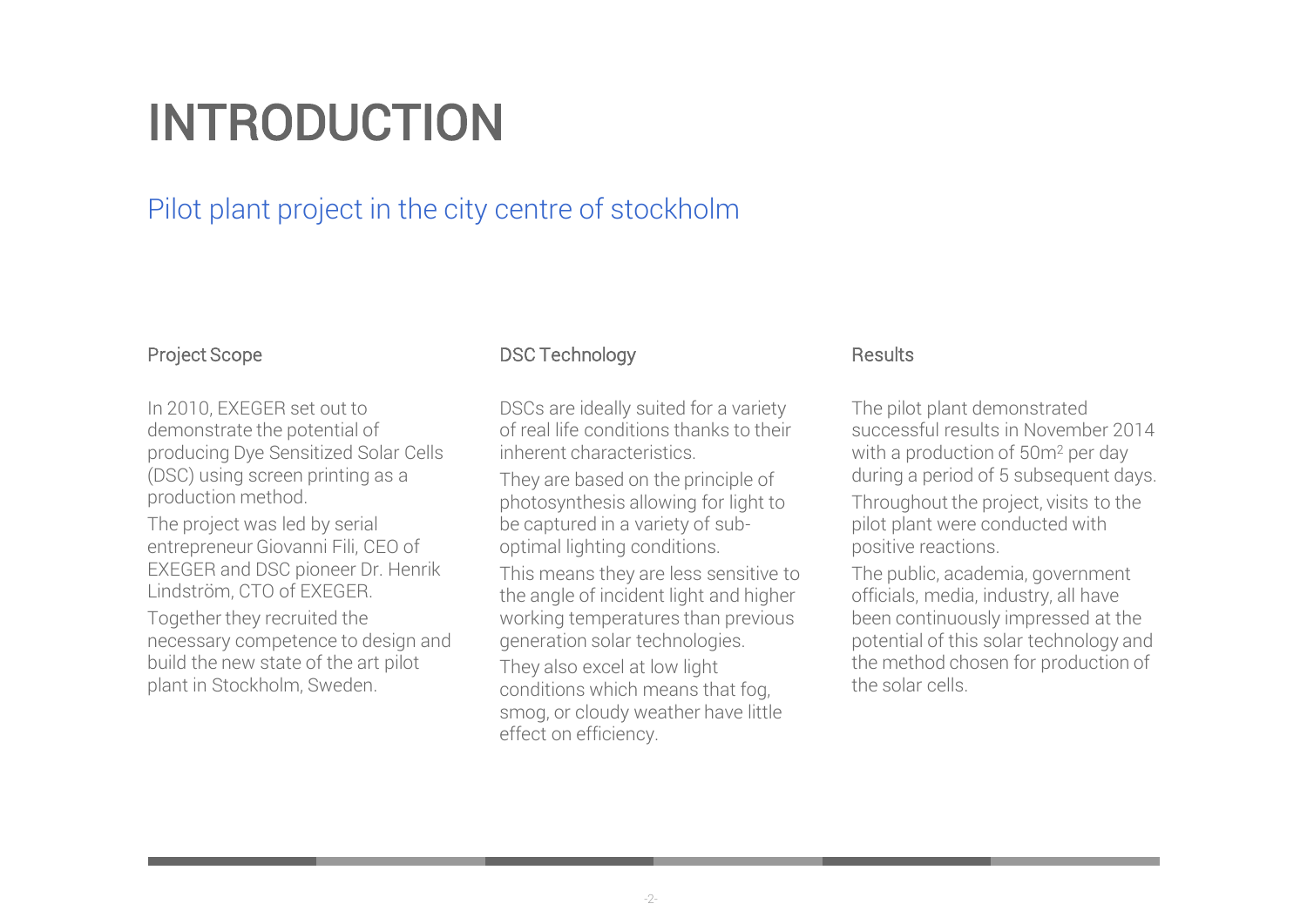# INTRODUCTION

## Pilot plant project in the city centre of stockholm

### Project Scope

In 2010, EXEGER set out to demonstrate the potential of producing Dye Sensitized Solar Cells (DSC) using screen printing as a production method.

The project was led by serial entrepreneur Giovanni Fili, CEO of EXEGER and DSC pioneer Dr. Henrik Lindström, CTO of EXEGER.

Together they recruited the necessary competence to design and build the new state of the art pilot plant in Stockholm, Sweden.

### DSC Technology

DSCs are ideally suited for a variety of real life conditions thanks to their inherent characteristics.

They are based on the principle of photosynthesis allowing for light to be captured in a variety of sub-optimal lighting conditions.

This means they are less sensitive to the angle of incident light and higher working temperatures than previous generation solar technologies.

They also excel at low light conditions which means that fog, smog, or cloudy weather have little effect on efficiency.

### Results

The pilot plant demonstrated successful results in November 2014 with a production of 50m$^2$ per day during a period of 5 subsequent days.

Throughout the project, visits to the pilot plant were conducted with positive reactions.

The public, academia, government officials, media, industry, all have been continuously impressed at the potential of this solar technology and the method chosen for production of the solar cells.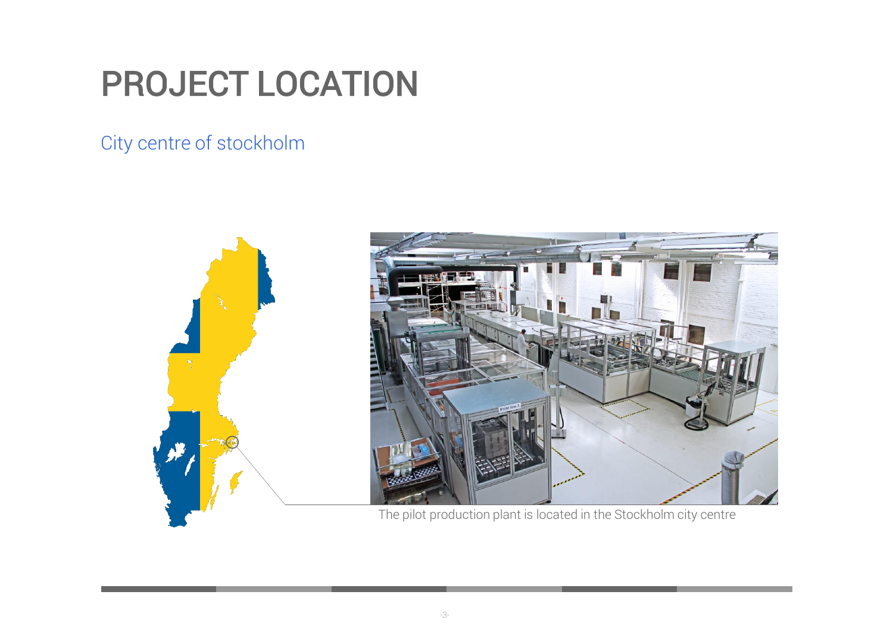# PROJECT LOCATION

## City centre of stockholm

The pilot production plant is located in the Stockholm city centre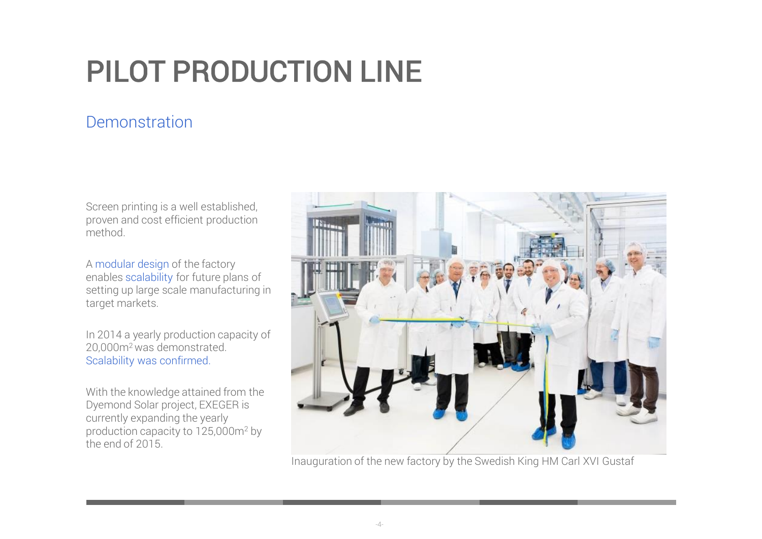# PILOT PRODUCTION LINE

## Demonstration

Screen printing is a well established, proven and cost efficient production method.

A modular design of the factory enables scalability for future plans of setting up large scale manufacturing in target markets.

In 2014 a yearly production capacity of 20,000m$^2$ was demonstrated. Scalability was confirmed.

With the knowledge attained from the Dyemond Solar project, EXEGER is currently expanding the yearly production capacity to 125,000m$^2$ by the end of 2015.

Inauguration of the new factory by the Swedish King HM Carl XVI Gustaf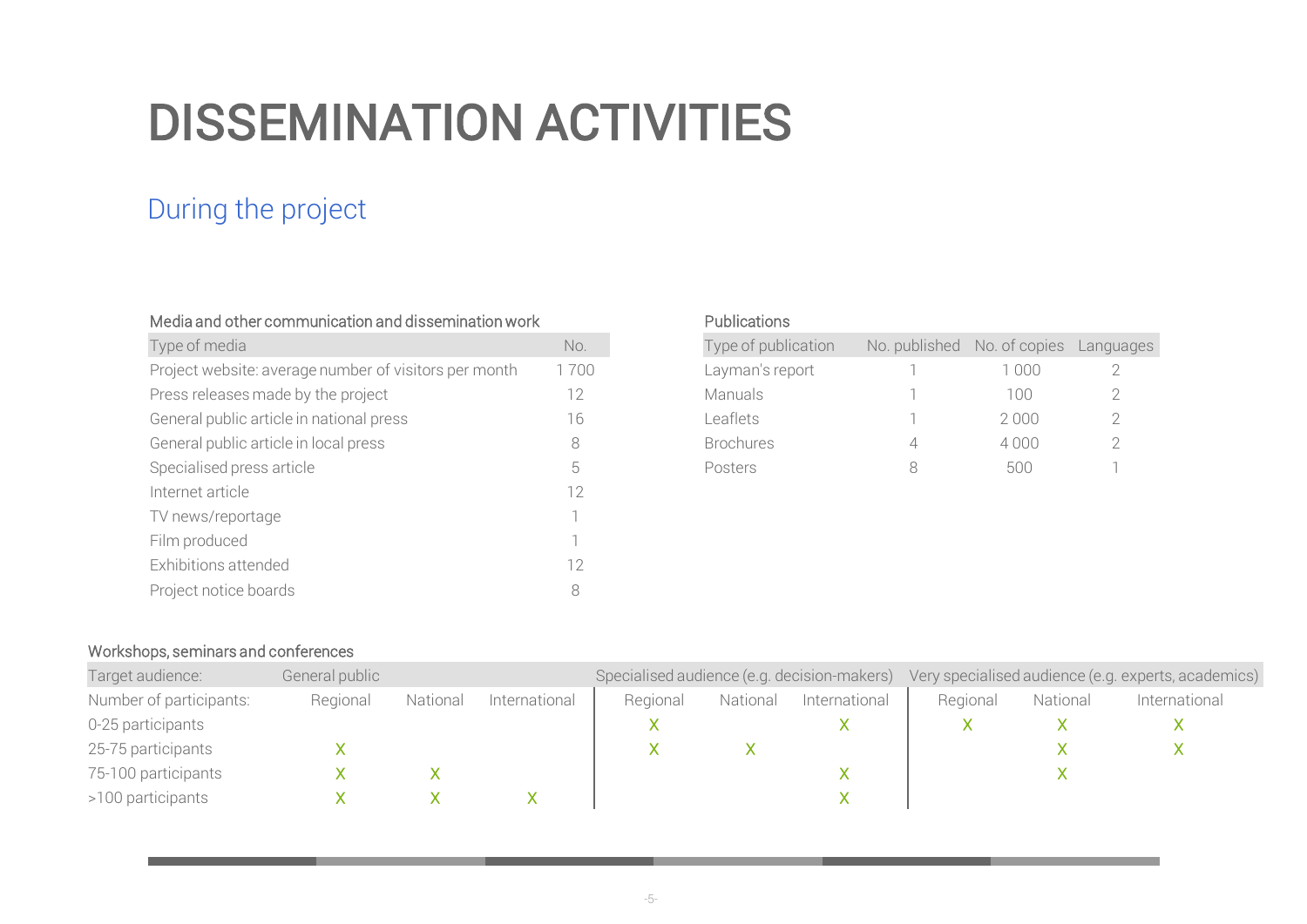# DISSEMINATION ACTIVITIES

## During the project

### Media and other communication and dissemination work

| Type of media | No. |
|---|---|
| Project website: average number of visitors per month | 1 700 |
| Press releases made by the project | 12 |
| General public article in national press | 16 |
| General public article in local press | 8 |
| Specialised press article | 5 |
| Internet article | 12 |
| TV news/reportage | 1 |
| Film produced | 1 |
| Exhibitions attended | 12 |
| Project notice boards | 8 |

### Publications

| Type of publication | No. published | No. of copies | Languages |
|---|---|---|---|
| Layman's report | 1 | 1 000 | 2 |
| Manuals | 1 | 100 | 2 |
| Leaflets | 1 | 2 000 | 2 |
| Brochures | 4 | 4 000 | 2 |
| Posters | 8 | 500 | 1 |

### Workshops, seminars and conferences

| Target audience: | General public | | | Specialised audience (e.g. decision-makers) | | | Very specialised audience (e.g. experts, academics) | | |
|---|---|---|---|---|---|---|---|---|---|
| Number of participants: | Regional | National | International | Regional | National | International | Regional | National | International |
| 0-25 participants | | | | X | | X | X | X | X |
| 25-75 participants | X | | | X | X | | | X | X |
| 75-100 participants | X | X | | | | X | | X | |
| >100 participants | X | X | X | | | X | | | |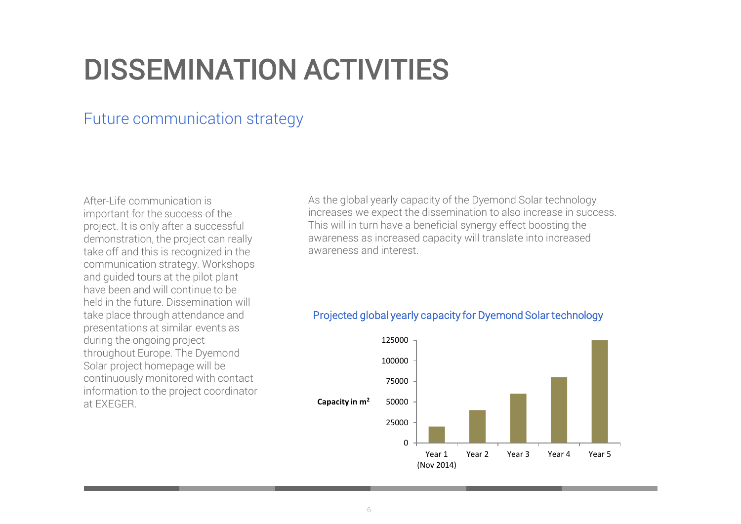# DISSEMINATION ACTIVITIES

## Future communication strategy

After-Life communication is important for the success of the project. It is only after a successful demonstration, the project can really take off and this is recognized in the communication strategy. Workshops and guided tours at the pilot plant have been and will continue to be held in the future. Dissemination will take place through attendance and presentations at similar events as during the ongoing project throughout Europe. The Dyemond Solar project homepage will be continuously monitored with contact information to the project coordinator at EXEGER.

As the global yearly capacity of the Dyemond Solar technology increases we expect the dissemination to also increase in success. This will in turn have a beneficial synergy effect boosting the awareness as increased capacity will translate into increased awareness and interest.

### Projected global yearly capacity for Dyemond Solar technology

| | Year 1 (Nov 2014) | Year 2 | Year 3 | Year 4 | Year 5 |
|---|---|---|---|---|---|
| Capacity in $m^2$ | 20000 | 40000 | 60000 | 80000 | 125000 |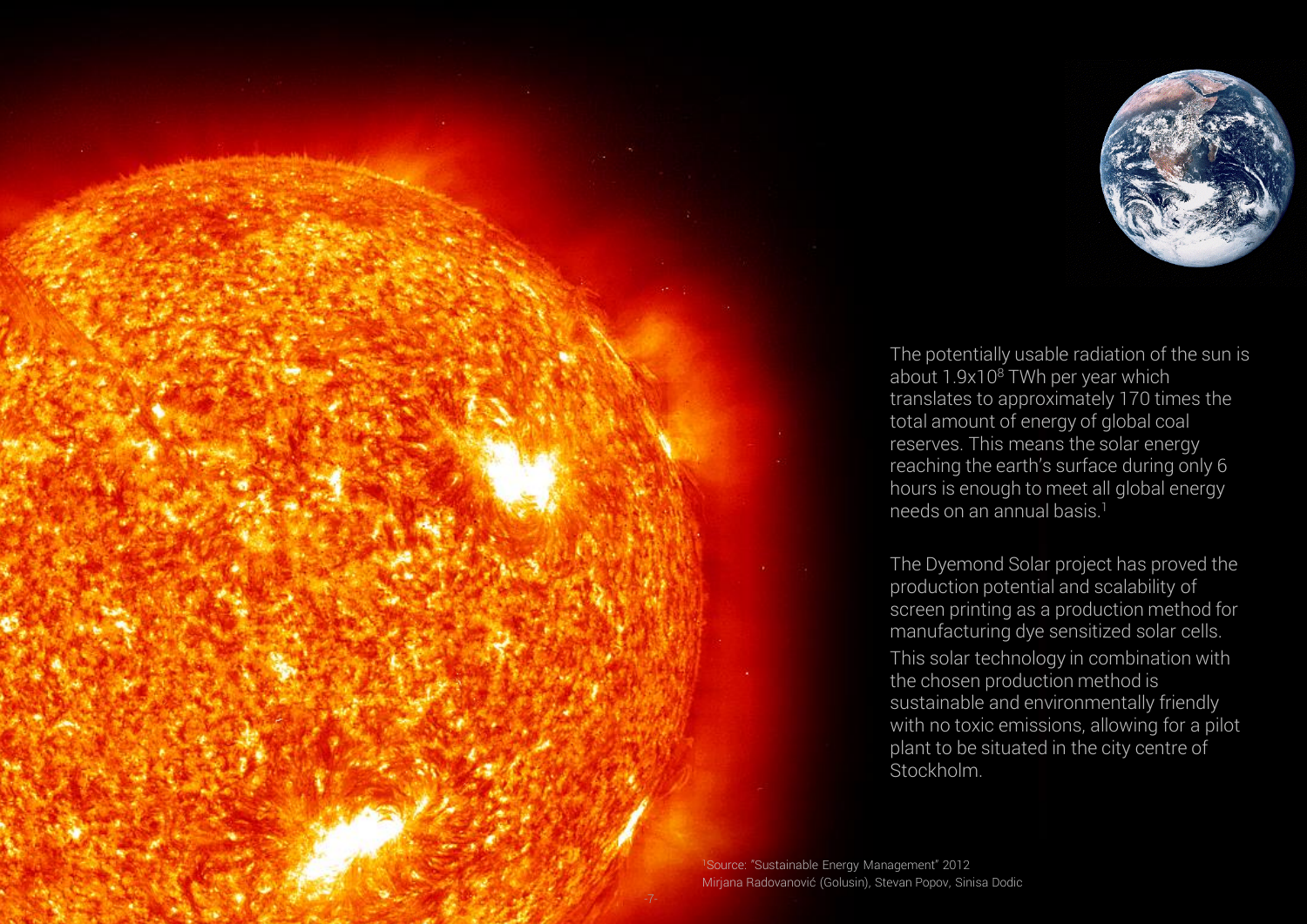The potentially usable radiation of the sun is about $1.9 \times 10^8$ TWh per year which translates to approximately 170 times the total amount of energy of global coal reserves. This means the solar energy reaching the earth's surface during only 6 hours is enough to meet all global energy needs on an annual basis.[1]

The Dyemond Solar project has proved the production potential and scalability of screen printing as a production method for manufacturing dye sensitized solar cells. This solar technology in combination with the chosen production method is sustainable and environmentally friendly with no toxic emissions, allowing for a pilot plant to be situated in the city centre of Stockholm.

[1]Source: "Sustainable Energy Management" 2012
Mirjana Radovanović (Golusin), Stevan Popov, Sinisa Dodic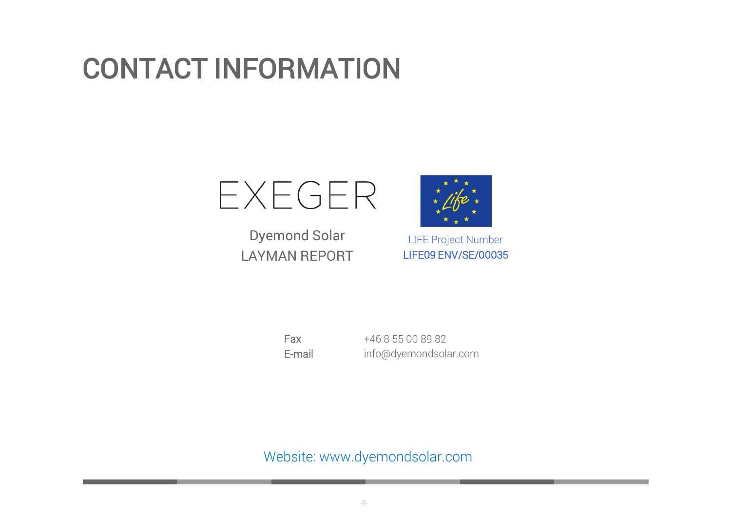# CONTACT INFORMATION

EXEGER

Dyemond Solar
LAYMAN REPORT

LIFE Project Number
LIFE09 ENV/SE/00035

| | |
|---|---|
| Fax | +46 8 55 00 89 82 |
| E-mail | info@dyemondsolar.com |

Website: www.dyemondsolar.com